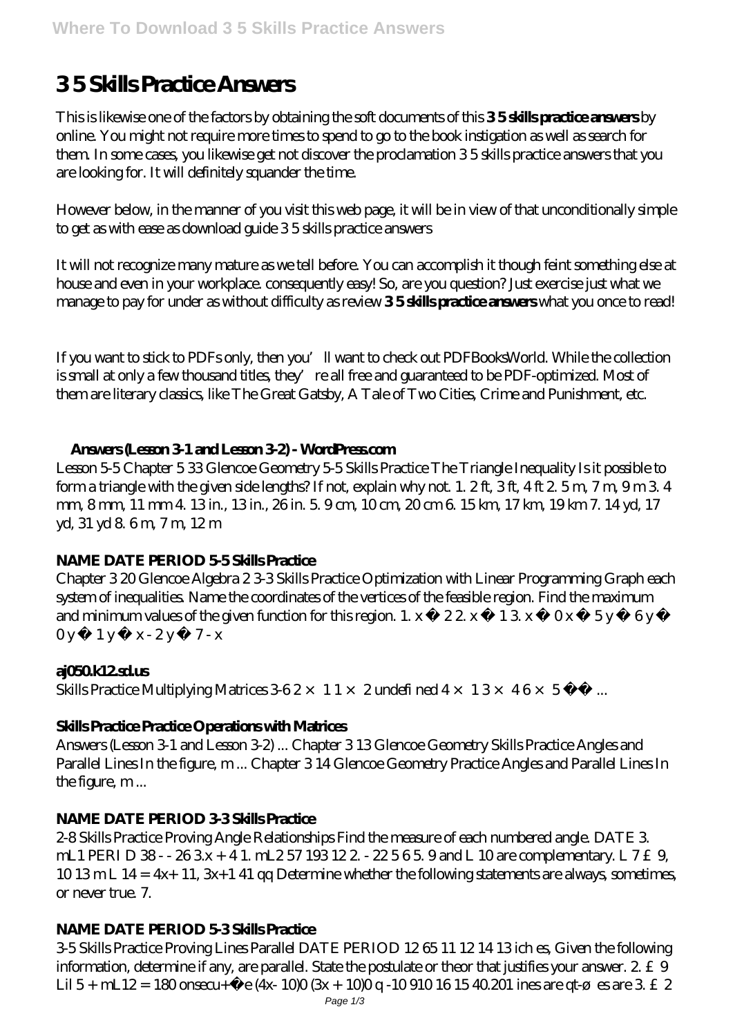# 3 5 Skills Practice Answers

This is likewise one of the factors by obtaining the soft documents of this **3 5 skills practice answers** by online. You might not require more times to spend to go to the book instigation as well as search for them. In some cases, you likewise get not discover the proclamation 3 5 skills practice answers that you are looking for. It will definitely squander the time.

However below, in the manner of you visit this web page, it will be in view of that unconditionally simple to get as with ease as download guide 3 5 skills practice answers

It will not recognize many mature as we tell before. You can accomplish it though feint something else at house and even in your workplace. consequently easy! So, are you question? Just exercise just what we manage to pay for under as without difficulty as review **3 5 skills practice answers** what you once to read!

If you want to stick to PDFs only, then you'll want to check out PDFBooksWorld. While the collection is small at only a few thousand titles, they're all free and guaranteed to be PDF-optimized. Most of them are literary classics, like The Great Gatsby, A Tale of Two Cities, Crime and Punishment, etc.

## Answers (Lesson 3-1 and Lesson 3-2) - WordPress.com

Lesson 5-5 Chapter 5 33 Glencoe Geometry 5-5 Skills Practice The Triangle Inequality Is it possible to form a triangle with the given side lengths? If not, explain why not. 1. 2 ft, 3 ft, 4 ft 2. 5 m, 7 m, 9 m 3. 4 mm, 8 mm, 11 mm 4. 13 in., 13 in., 26 in. 5. 9 cm, 10 cm, 20 cm 6. 15 km, 17 km, 19 km 7. 14 yd, 17 yd, 31 yd 8. 6 m, 7 m, 12 m

## NAME DATE PERIOD 5-5 Skills Practice

Chapter 3 20 Glencoe Algebra 2 3-3 Skills Practice Optimization with Linear Programming Graph each system of inequalities. Name the coordinates of the vertices of the feasible region. Find the maximum and minimum values of the given function for this region. 1. x ≥ 2 2. x ≥ 1 3. x ≥ 0 x ≤ 5 y ≥ 6 y ≥ 0 y ≥ 1 y ≤ x - 2 y ≤ 7 - x

## aj050.k12.sd.us

Skills Practice Multiplying Matrices 3-6 2 × 1 1 × 2 undefi ned 4 × 1 3 × 4 6 × 5 ...

## Skills Practice Practice Operations with Matrices

Answers (Lesson 3-1 and Lesson 3-2) ... Chapter 3 13 Glencoe Geometry Skills Practice Angles and Parallel Lines In the figure, m ... Chapter 3 14 Glencoe Geometry Practice Angles and Parallel Lines In the figure, m ...

## NAME DATE PERIOD 3-3 Skills Practice

2-8 Skills Practice Proving Angle Relationships Find the measure of each numbered angle. DATE 3. mL1 PERI D 38 - - 26 3x + 4 1. mL2 57 193 12 2. - 22 5 6 5. 9 and L 10 are complementary. L 7 £ 9, 10 13 m L 14 = 4x+ 11, 3x+1 41 qq Determine whether the following statements are always, sometimes, or never true. 7.

## NAME DATE PERIOD 5-3 Skills Practice

3-5 Skills Practice Proving Lines Parallel DATE PERIOD 12 65 11 12 14 13 ich es, Given the following information, determine if any, are parallel. State the postulate or theor that justifies your answer. 2. £ 9 Lil 5 + mL12 = 180 onsecu+ e (4x- 10)0 (3x + 10)0 q -10 910 16 15 40.201 ines are qt-ø es are 3. £ 2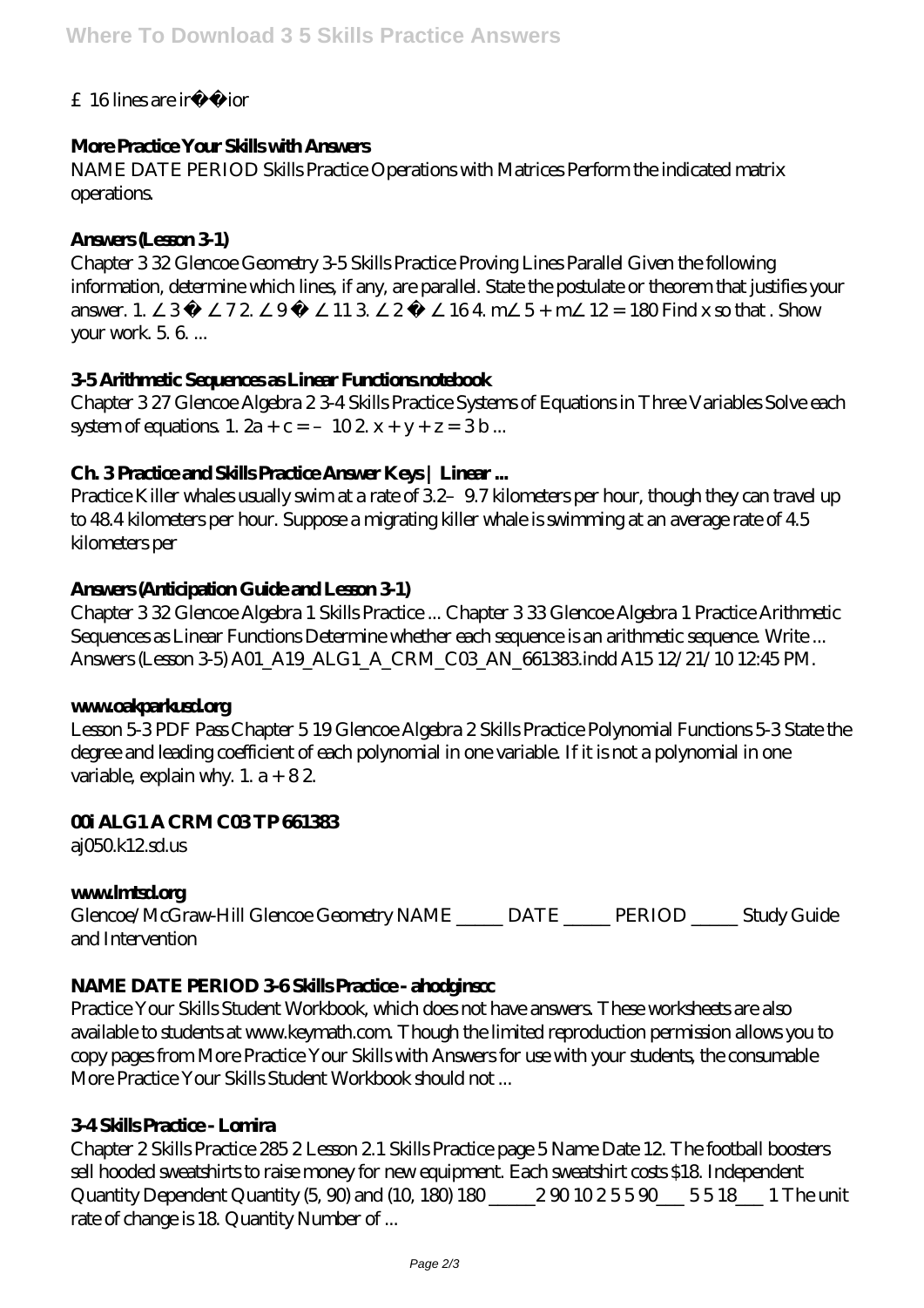£ 16 lines are ir   ior

### More Practice Your Skills with Answers

NAME DATE PERIOD Skills Practice Operations with Matrices Perform the indicated matrix operations.

### Answers (Lesson 3-1)

Chapter 3 32 Glencoe Geometry 3-5 Skills Practice Proving Lines Parallel Given the following information, determine which lines, if any, are parallel. State the postulate or theorem that justifies your answer. 1. ∠3 ∠7 2. ∠9 ∠11 3. ∠2 ∠16 4. m∠5 + m∠12 = 180 Find x so that . Show your work. 5. 6. ...

### 3-5 Arithmetic Sequences as Linear Functions.notebook

Chapter 3 27 Glencoe Algebra 2 3-4 Skills Practice Systems of Equations in Three Variables Solve each system of equations. 1. 2a + c = – 10 2. x + y + z = 3 b ...

### Ch. 3 Practice and Skills Practice Answer Keys | Linear ...

Practice Killer whales usually swim at a rate of 3.2–9.7 kilometers per hour, though they can travel up to 48.4 kilometers per hour. Suppose a migrating killer whale is swimming at an average rate of 4.5 kilometers per

### Answers (Anticipation Guide and Lesson 3-1)

Chapter 3 32 Glencoe Algebra 1 Skills Practice ... Chapter 3 33 Glencoe Algebra 1 Practice Arithmetic Sequences as Linear Functions Determine whether each sequence is an arithmetic sequence. Write ... Answers (Lesson 3-5) A01_A19_ALG1_A_CRM_C03_AN_661383.indd A15 12/21/10 12:45 PM.

### www.oakparkusd.org

Lesson 5-3 PDF Pass Chapter 5 19 Glencoe Algebra 2 Skills Practice Polynomial Functions 5-3 State the degree and leading coefficient of each polynomial in one variable. If it is not a polynomial in one variable, explain why. 1. a + 8 2.

### 00i ALG1 A CRM C03 TP 661383

aj050.k12.sd.us

### www.lmtsd.org

Glencoe/McGraw-Hill Glencoe Geometry NAME _____ DATE _____ PERIOD _____ Study Guide and Intervention

### NAME DATE PERIOD 3-6 Skills Practice - ahodginscc

Practice Your Skills Student Workbook, which does not have answers. These worksheets are also available to students at www.keymath.com. Though the limited reproduction permission allows you to copy pages from More Practice Your Skills with Answers for use with your students, the consumable More Practice Your Skills Student Workbook should not ...

### 3-4 Skills Practice - Lomira

Chapter 2 Skills Practice 285 2 Lesson 2.1 Skills Practice page 5 Name Date 12. The football boosters sell hooded sweatshirts to raise money for new equipment. Each sweatshirt costs $18. Independent Quantity Dependent Quantity (5, 90) and (10, 180) 180 _____2 90 10 2 5 5 90___ 5 5 18___ 1 The unit rate of change is 18. Quantity Number of ...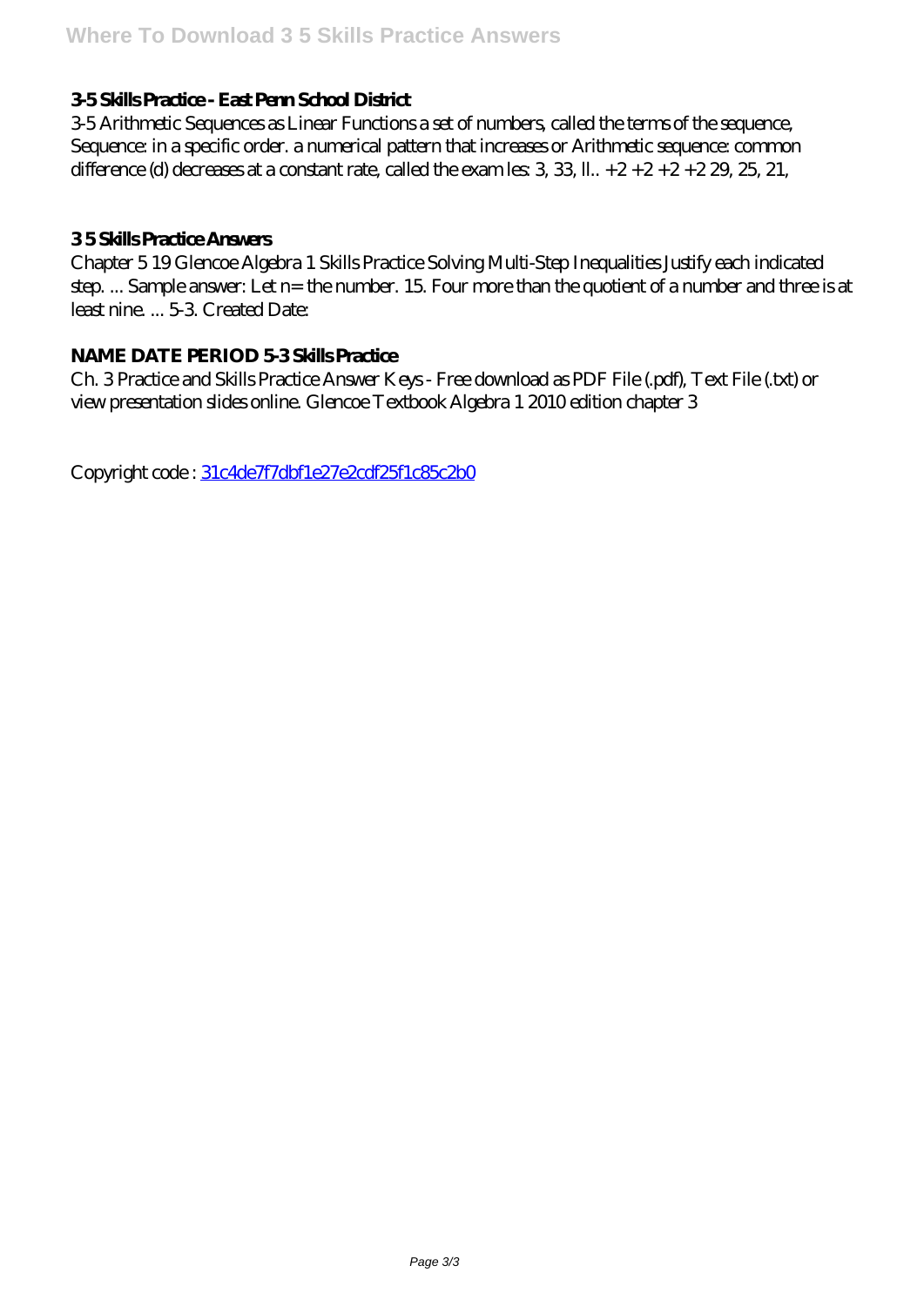### 3-5 Skills Practice - East Penn School District

3-5 Arithmetic Sequences as Linear Functions a set of numbers, called the terms of the sequence, Sequence: in a specific order. a numerical pattern that increases or Arithmetic sequence: common difference (d) decreases at a constant rate, called the exam les: 3, 33, ll.. +2 +2 +2 +2 29, 25, 21,

### 3 5 Skills Practice Answers

Chapter 5 19 Glencoe Algebra 1 Skills Practice Solving Multi-Step Inequalities Justify each indicated step. ... Sample answer: Let n= the number. 15. Four more than the quotient of a number and three is at least nine. ... 5-3. Created Date:

### NAME DATE PERIOD 5-3 Skills Practice

Ch. 3 Practice and Skills Practice Answer Keys - Free download as PDF File (.pdf), Text File (.txt) or view presentation slides online. Glencoe Textbook Algebra 1 2010 edition chapter 3

Copyright code : 31c4de7f7dbf1e27e2cdf25f1c85c2b0